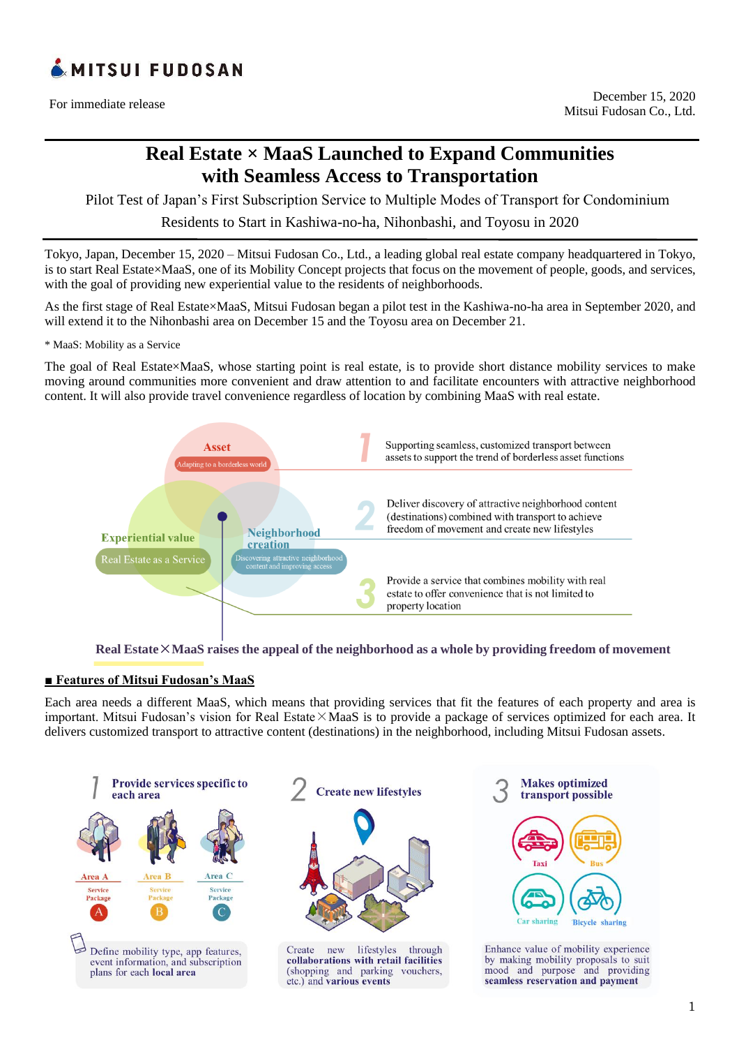MITSUI FUDOSAN

For immediate release

December 15, 2020
Mitsui Fudosan Co., Ltd.

# Real Estate × MaaS Launched to Expand Communities with Seamless Access to Transportation

Pilot Test of Japan's First Subscription Service to Multiple Modes of Transport for Condominium Residents to Start in Kashiwa-no-ha, Nihonbashi, and Toyosu in 2020

Tokyo, Japan, December 15, 2020 – Mitsui Fudosan Co., Ltd., a leading global real estate company headquartered in Tokyo, is to start Real Estate×MaaS, one of its Mobility Concept projects that focus on the movement of people, goods, and services, with the goal of providing new experiential value to the residents of neighborhoods.

As the first stage of Real Estate×MaaS, Mitsui Fudosan began a pilot test in the Kashiwa-no-ha area in September 2020, and will extend it to the Nihonbashi area on December 15 and the Toyosu area on December 21.

\* MaaS: Mobility as a Service

The goal of Real Estate×MaaS, whose starting point is real estate, is to provide short distance mobility services to make moving around communities more convenient and draw attention to and facilitate encounters with attractive neighborhood content. It will also provide travel convenience regardless of location by combining MaaS with real estate.

Asset
Adapting to a borderless world

Experiential value
Real Estate as a Service

Neighborhood creation
Discovering attractive neighborhood content and improving access

1 Supporting seamless, customized transport between assets to support the trend of borderless asset functions

2 Deliver discovery of attractive neighborhood content (destinations) combined with transport to achieve freedom of movement and create new lifestyles

3 Provide a service that combines mobility with real estate to offer convenience that is not limited to property location

**Real Estate×MaaS raises the appeal of the neighborhood as a whole by providing freedom of movement**

## ■ Features of Mitsui Fudosan's MaaS

Each area needs a different MaaS, which means that providing services that fit the features of each property and area is important. Mitsui Fudosan's vision for Real Estate×MaaS is to provide a package of services optimized for each area. It delivers customized transport to attractive content (destinations) in the neighborhood, including Mitsui Fudosan assets.

**1 Provide services specific to each area**

Area A – Service Package A
Area B – Service Package B
Area C – Service Package C

Define mobility type, app features, event information, and subscription plans for each **local area**

**2 Create new lifestyles**

Create new lifestyles through **collaborations with retail facilities** (shopping and parking vouchers, etc.) and **various events**

**3 Makes optimized transport possible**

Taxi, Bus, Car sharing, Bicycle sharing

Enhance value of mobility experience by making mobility proposals to suit mood and purpose and providing **seamless reservation and payment**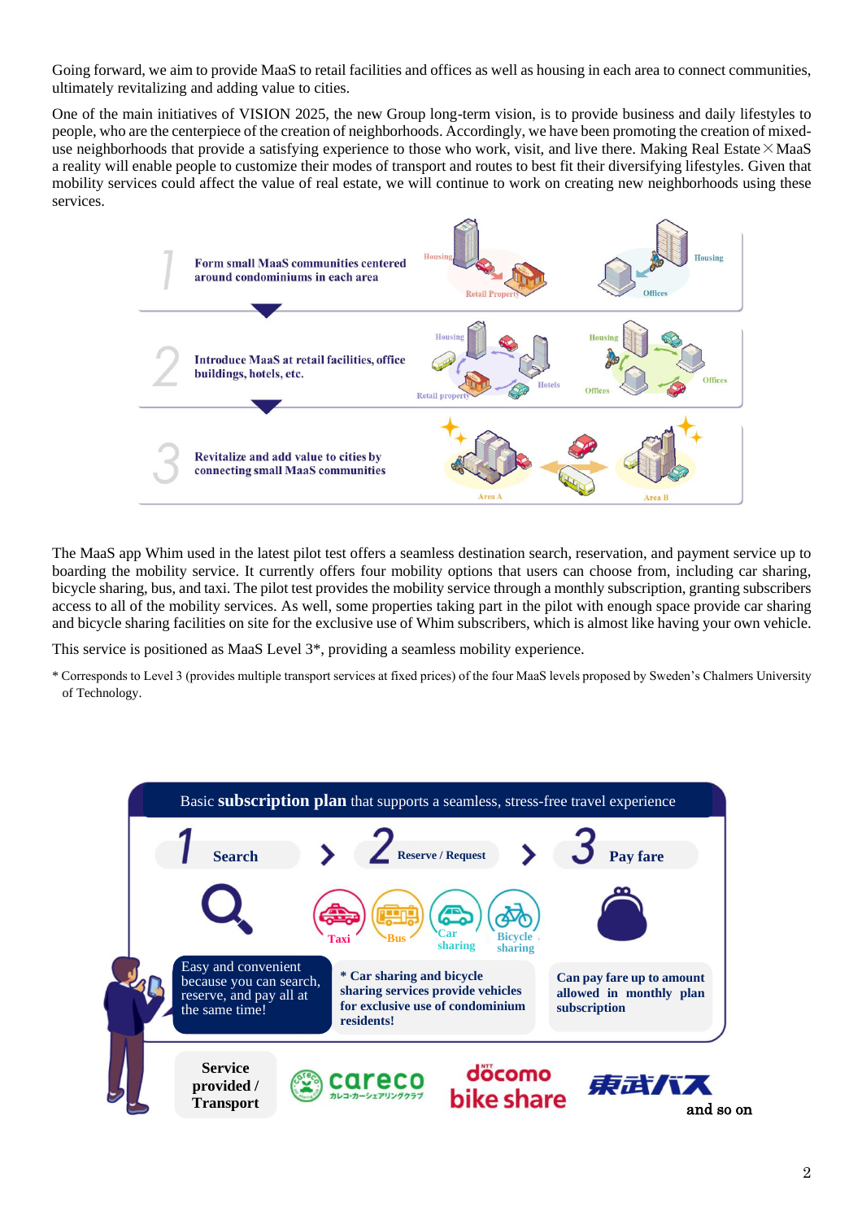Going forward, we aim to provide MaaS to retail facilities and offices as well as housing in each area to connect communities, ultimately revitalizing and adding value to cities.

One of the main initiatives of VISION 2025, the new Group long-term vision, is to provide business and daily lifestyles to people, who are the centerpiece of the creation of neighborhoods. Accordingly, we have been promoting the creation of mixed-use neighborhoods that provide a satisfying experience to those who work, visit, and live there. Making Real Estate×MaaS a reality will enable people to customize their modes of transport and routes to best fit their diversifying lifestyles. Given that mobility services could affect the value of real estate, we will continue to work on creating new neighborhoods using these services.

1. Form small MaaS communities centered around condominiums in each area
2. Introduce MaaS at retail facilities, office buildings, hotels, etc.
3. Revitalize and add value to cities by connecting small MaaS communities

The MaaS app Whim used in the latest pilot test offers a seamless destination search, reservation, and payment service up to boarding the mobility service. It currently offers four mobility options that users can choose from, including car sharing, bicycle sharing, bus, and taxi. The pilot test provides the mobility service through a monthly subscription, granting subscribers access to all of the mobility services. As well, some properties taking part in the pilot with enough space provide car sharing and bicycle sharing facilities on site for the exclusive use of Whim subscribers, which is almost like having your own vehicle.

This service is positioned as MaaS Level 3*, providing a seamless mobility experience.

\* Corresponds to Level 3 (provides multiple transport services at fixed prices) of the four MaaS levels proposed by Sweden's Chalmers University of Technology.

**Basic subscription plan** that supports a seamless, stress-free travel experience

1. **Search** — Easy and convenient because you can search, reserve, and pay all at the same time!
2. **Reserve / Request** — Taxi, Bus, Car sharing, Bicycle sharing — \* Car sharing and bicycle sharing services provide vehicles for exclusive use of condominium residents!
3. **Pay fare** — Can pay fare up to amount allowed in monthly plan subscription

**Service provided / Transport**: careco カレコ・カーシェアリングクラブ, docomo bike share, 東武バス and so on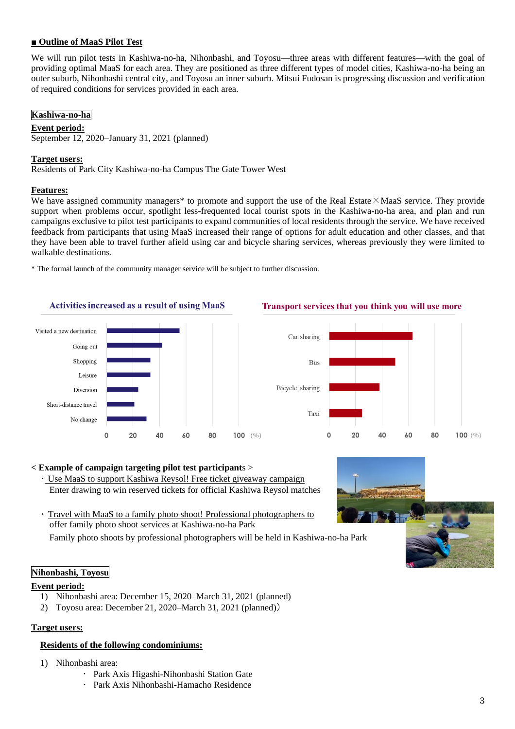**■ Outline of MaaS Pilot Test**

We will run pilot tests in Kashiwa-no-ha, Nihonbashi, and Toyosu—three areas with different features—with the goal of providing optimal MaaS for each area. They are positioned as three different types of model cities, Kashiwa-no-ha being an outer suburb, Nihonbashi central city, and Toyosu an inner suburb. Mitsui Fudosan is progressing discussion and verification of required conditions for services provided in each area.

## Kashiwa-no-ha

**Event period:**
September 12, 2020–January 31, 2021 (planned)

**Target users:**
Residents of Park City Kashiwa-no-ha Campus The Gate Tower West

**Features:**
We have assigned community managers* to promote and support the use of the Real Estate×MaaS service. They provide support when problems occur, spotlight less-frequented local tourist spots in the Kashiwa-no-ha area, and plan and run campaigns exclusive to pilot test participants to expand communities of local residents through the service. We have received feedback from participants that using MaaS increased their range of options for adult education and other classes, and that they have been able to travel further afield using car and bicycle sharing services, whereas previously they were limited to walkable destinations.

\* The formal launch of the community manager service will be subject to further discussion.

**Activities increased as a result of using MaaS**

Visited a new destination, Going out, Shopping, Leisure, Diversion, Short-distance travel, No change (0–100 %)

**Transport services that you think you will use more**

Car sharing, Bus, Bicycle sharing, Taxi (0–100 %)

**< Example of campaign targeting pilot test participants >**

- Use MaaS to support Kashiwa Reysol! Free ticket giveaway campaign
  Enter drawing to win reserved tickets for official Kashiwa Reysol matches
- Travel with MaaS to a family photo shoot! Professional photographers to offer family photo shoot services at Kashiwa-no-ha Park
  Family photo shoots by professional photographers will be held in Kashiwa-no-ha Park

## Nihonbashi, Toyosu

**Event period:**

1) Nihonbashi area: December 15, 2020–March 31, 2021 (planned)
2) Toyosu area: December 21, 2020–March 31, 2021 (planned))

**Target users:**

**Residents of the following condominiums:**

1) Nihonbashi area:
   - Park Axis Higashi-Nihonbashi Station Gate
   - Park Axis Nihonbashi-Hamacho Residence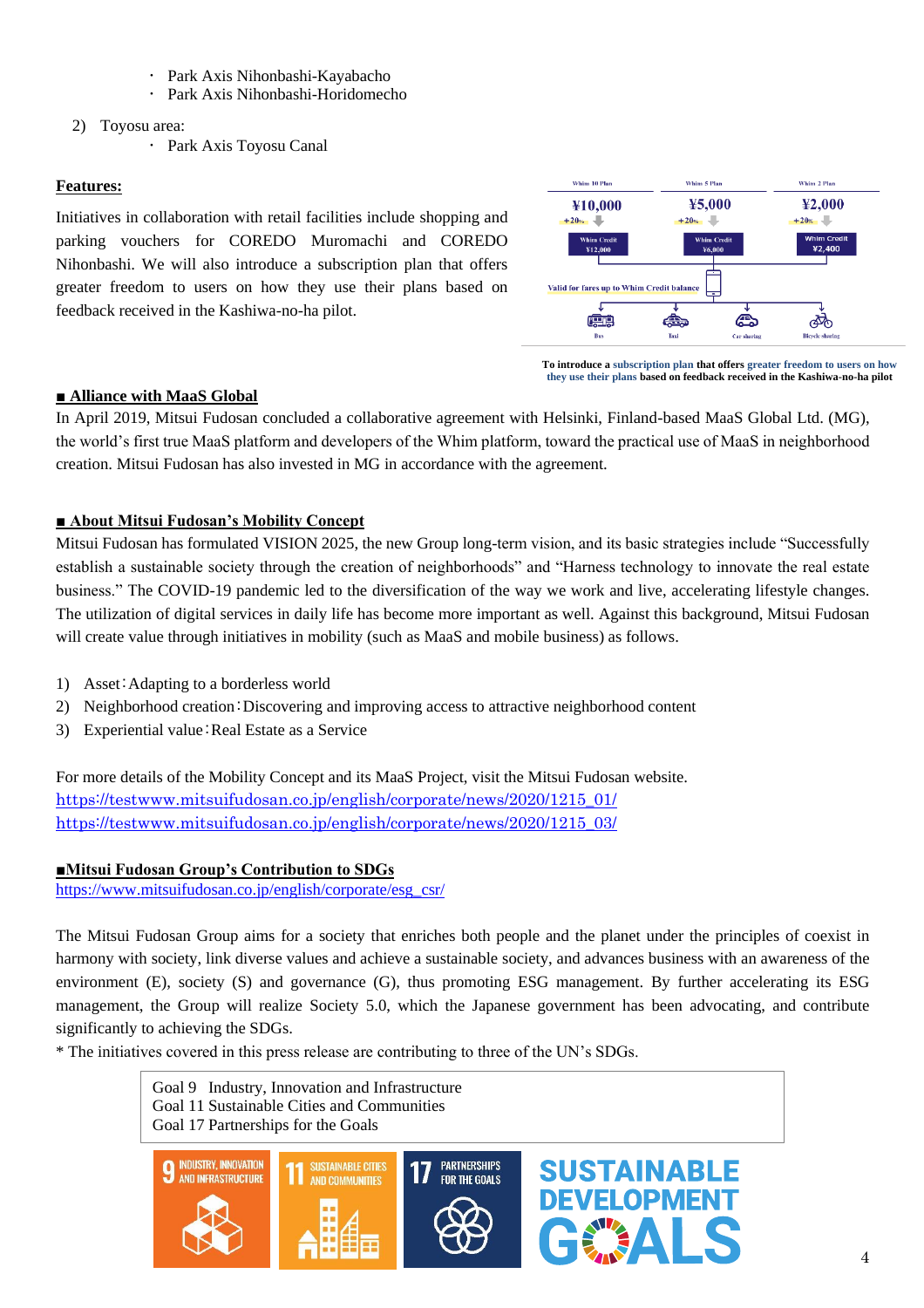・ Park Axis Nihonbashi-Kayabacho
・ Park Axis Nihonbashi-Horidomecho

2) Toyosu area:
   ・ Park Axis Toyosu Canal

**Features:**

Initiatives in collaboration with retail facilities include shopping and parking vouchers for COREDO Muromachi and COREDO Nihonbashi. We will also introduce a subscription plan that offers greater freedom to users on how they use their plans based on feedback received in the Kashiwa-no-ha pilot.

Whim 10 Plan
¥10,000
+20%
Whim Credit
¥12,000

Whim 5 Plan
¥5,000
+20%
Whim Credit
¥6,000

Whim 2 Plan
¥2,000
+20%
Whim Credit
¥2,400

Valid for fares up to Whim Credit balance

Bus
Taxi
Car sharing
Bicycle sharing

**To introduce a subscription plan that offers greater freedom to users on how they use their plans based on feedback received in the Kashiwa-no-ha pilot**

## ■ Alliance with MaaS Global

In April 2019, Mitsui Fudosan concluded a collaborative agreement with Helsinki, Finland-based MaaS Global Ltd. (MG), the world's first true MaaS platform and developers of the Whim platform, toward the practical use of MaaS in neighborhood creation. Mitsui Fudosan has also invested in MG in accordance with the agreement.

## ■ About Mitsui Fudosan's Mobility Concept

Mitsui Fudosan has formulated VISION 2025, the new Group long-term vision, and its basic strategies include "Successfully establish a sustainable society through the creation of neighborhoods" and "Harness technology to innovate the real estate business." The COVID-19 pandemic led to the diversification of the way we work and live, accelerating lifestyle changes. The utilization of digital services in daily life has become more important as well. Against this background, Mitsui Fudosan will create value through initiatives in mobility (such as MaaS and mobile business) as follows.

1) Asset：Adapting to a borderless world
2) Neighborhood creation：Discovering and improving access to attractive neighborhood content
3) Experiential value：Real Estate as a Service

For more details of the Mobility Concept and its MaaS Project, visit the Mitsui Fudosan website.
https://testwww.mitsuifudosan.co.jp/english/corporate/news/2020/1215_01/
https://testwww.mitsuifudosan.co.jp/english/corporate/news/2020/1215_03/

## ■Mitsui Fudosan Group's Contribution to SDGs

https://www.mitsuifudosan.co.jp/english/corporate/esg_csr/

The Mitsui Fudosan Group aims for a society that enriches both people and the planet under the principles of coexist in harmony with society, link diverse values and achieve a sustainable society, and advances business with an awareness of the environment (E), society (S) and governance (G), thus promoting ESG management. By further accelerating its ESG management, the Group will realize Society 5.0, which the Japanese government has been advocating, and contribute significantly to achieving the SDGs.

\* The initiatives covered in this press release are contributing to three of the UN's SDGs.

Goal 9 Industry, Innovation and Infrastructure
Goal 11 Sustainable Cities and Communities
Goal 17 Partnerships for the Goals

9 INDUSTRY, INNOVATION AND INFRASTRUCTURE
11 SUSTAINABLE CITIES AND COMMUNITIES
17 PARTNERSHIPS FOR THE GOALS
SUSTAINABLE DEVELOPMENT GOALS